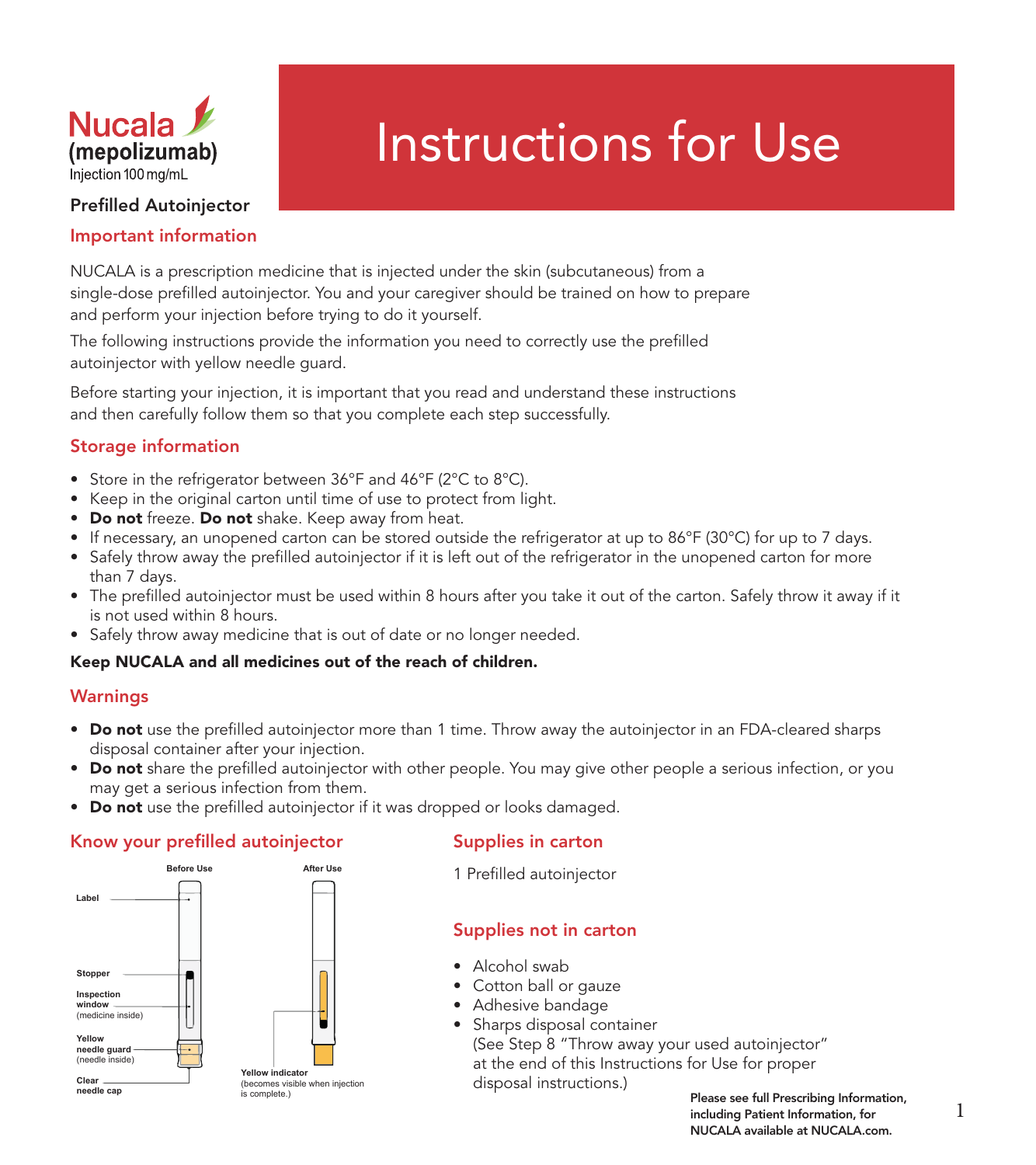Nucala (mepolizumab) Injection 100 mg/mL

Prefilled Autoinjector

# Instructions for Use

## Important information

NUCALA is a prescription medicine that is injected under the skin (subcutaneous) from a single-dose prefilled autoinjector. You and your caregiver should be trained on how to prepare and perform your injection before trying to do it yourself.

The following instructions provide the information you need to correctly use the prefilled autoinjector with yellow needle guard.

Before starting your injection, it is important that you read and understand these instructions and then carefully follow them so that you complete each step successfully.

## Storage information

- Store in the refrigerator between 36°F and 46°F (2°C to 8°C).
- Keep in the original carton until time of use to protect from light.
- **Do not** freeze. **Do not** shake. Keep away from heat.
- If necessary, an unopened carton can be stored outside the refrigerator at up to 86°F (30°C) for up to 7 days.
- Safely throw away the prefilled autoinjector if it is left out of the refrigerator in the unopened carton for more than 7 days.
- The prefilled autoinjector must be used within 8 hours after you take it out of the carton. Safely throw it away if it is not used within 8 hours.
- Safely throw away medicine that is out of date or no longer needed.

**Keep NUCALA and all medicines out of the reach of children.**

## Warnings

- **Do not** use the prefilled autoinjector more than 1 time. Throw away the autoinjector in an FDA-cleared sharps disposal container after your injection.
- **Do not** share the prefilled autoinjector with other people. You may give other people a serious infection, or you may get a serious infection from them.
- **Do not** use the prefilled autoinjector if it was dropped or looks damaged.

## Know your prefilled autoinjector

Before Use

- Label
- Stopper
- Inspection window (medicine inside)
- Yellow needle guard (needle inside)
- Clear needle cap

After Use

- Yellow indicator (becomes visible when injection is complete.)

## Supplies in carton

1 Prefilled autoinjector

## Supplies not in carton

- Alcohol swab
- Cotton ball or gauze
- Adhesive bandage
- Sharps disposal container (See Step 8 "Throw away your used autoinjector" at the end of this Instructions for Use for proper disposal instructions.)

**Please see full Prescribing Information, including Patient Information, for NUCALA available at NUCALA.com.**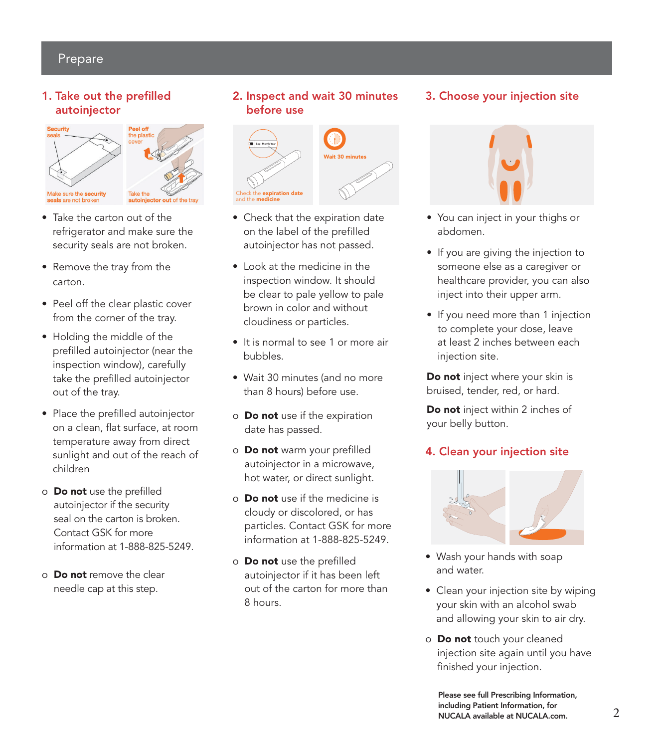## Prepare

### 1. Take out the prefilled autoinjector

Security seals

Peel off the plastic cover

Make sure the **security seals** are not broken

Take the **autoinjector out** of the tray

- Take the carton out of the refrigerator and make sure the security seals are not broken.
- Remove the tray from the carton.
- Peel off the clear plastic cover from the corner of the tray.
- Holding the middle of the prefilled autoinjector (near the inspection window), carefully take the prefilled autoinjector out of the tray.
- Place the prefilled autoinjector on a clean, flat surface, at room temperature away from direct sunlight and out of the reach of children
  - o **Do not** use the prefilled autoinjector if the security seal on the carton is broken. Contact GSK for more information at 1-888-825-5249.
  - o **Do not** remove the clear needle cap at this step.

### 2. Inspect and wait 30 minutes before use

Exp: Month-Year

Check the **expiration date** and the **medicine**

Wait 30 minutes

- Check that the expiration date on the label of the prefilled autoinjector has not passed.
- Look at the medicine in the inspection window. It should be clear to pale yellow to pale brown in color and without cloudiness or particles.
- It is normal to see 1 or more air bubbles.
- Wait 30 minutes (and no more than 8 hours) before use.
  - o **Do not** use if the expiration date has passed.
  - o **Do not** warm your prefilled autoinjector in a microwave, hot water, or direct sunlight.
  - o **Do not** use if the medicine is cloudy or discolored, or has particles. Contact GSK for more information at 1-888-825-5249.
  - o **Do not** use the prefilled autoinjector if it has been left out of the carton for more than 8 hours.

### 3. Choose your injection site

- You can inject in your thighs or abdomen.
- If you are giving the injection to someone else as a caregiver or healthcare provider, you can also inject into their upper arm.
- If you need more than 1 injection to complete your dose, leave at least 2 inches between each injection site.

**Do not** inject where your skin is bruised, tender, red, or hard.

**Do not** inject within 2 inches of your belly button.

### 4. Clean your injection site

- Wash your hands with soap and water.
- Clean your injection site by wiping your skin with an alcohol swab and allowing your skin to air dry.
  - o **Do not** touch your cleaned injection site again until you have finished your injection.

**Please see full Prescribing Information, including Patient Information, for NUCALA available at NUCALA.com.**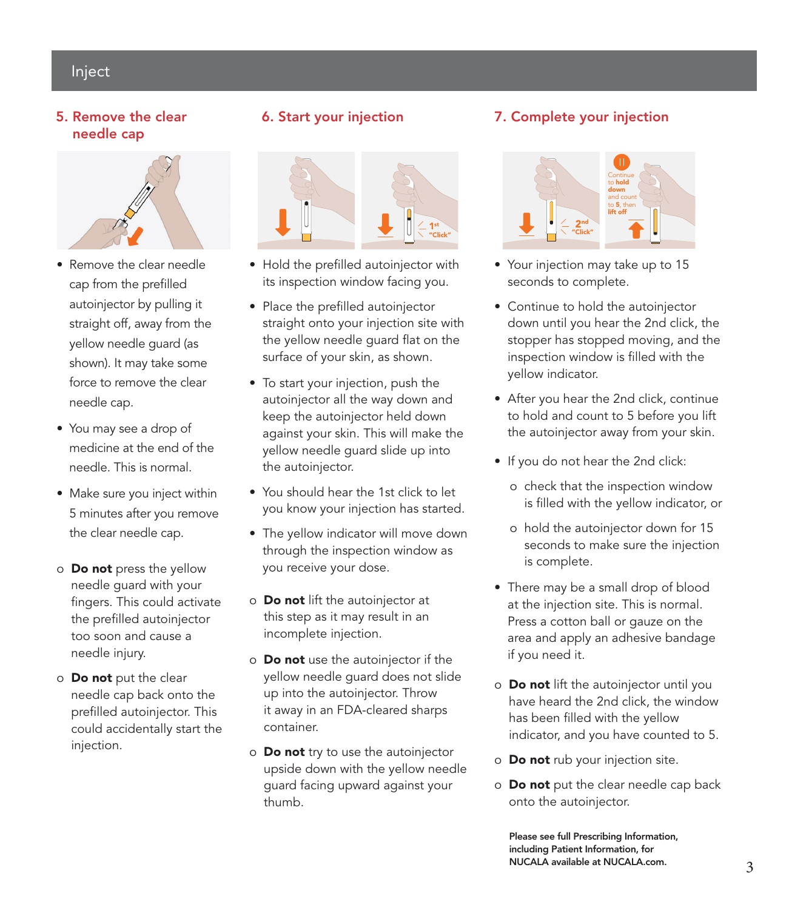## Inject

### 5. Remove the clear needle cap

- Remove the clear needle cap from the prefilled autoinjector by pulling it straight off, away from the yellow needle guard (as shown). It may take some force to remove the clear needle cap.
- You may see a drop of medicine at the end of the needle. This is normal.
- Make sure you inject within 5 minutes after you remove the clear needle cap.

  - **Do not** press the yellow needle guard with your fingers. This could activate the prefilled autoinjector too soon and cause a needle injury.
  - **Do not** put the clear needle cap back onto the prefilled autoinjector. This could accidentally start the injection.

### 6. Start your injection

1st "Click"

- Hold the prefilled autoinjector with its inspection window facing you.
- Place the prefilled autoinjector straight onto your injection site with the yellow needle guard flat on the surface of your skin, as shown.
- To start your injection, push the autoinjector all the way down and keep the autoinjector held down against your skin. This will make the yellow needle guard slide up into the autoinjector.
- You should hear the 1st click to let you know your injection has started.
- The yellow indicator will move down through the inspection window as you receive your dose.

  - **Do not** lift the autoinjector at this step as it may result in an incomplete injection.
  - **Do not** use the autoinjector if the yellow needle guard does not slide up into the autoinjector. Throw it away in an FDA-cleared sharps container.
  - **Do not** try to use the autoinjector upside down with the yellow needle guard facing upward against your thumb.

### 7. Complete your injection

2nd "Click"

Continue to **hold down** and count to **5**, then **lift off**

- Your injection may take up to 15 seconds to complete.
- Continue to hold the autoinjector down until you hear the 2nd click, the stopper has stopped moving, and the inspection window is filled with the yellow indicator.
- After you hear the 2nd click, continue to hold and count to 5 before you lift the autoinjector away from your skin.
- If you do not hear the 2nd click:
  - check that the inspection window is filled with the yellow indicator, or
  - hold the autoinjector down for 15 seconds to make sure the injection is complete.
- There may be a small drop of blood at the injection site. This is normal. Press a cotton ball or gauze on the area and apply an adhesive bandage if you need it.

  - **Do not** lift the autoinjector until you have heard the 2nd click, the window has been filled with the yellow indicator, and you have counted to 5.
  - **Do not** rub your injection site.
  - **Do not** put the clear needle cap back onto the autoinjector.

**Please see full Prescribing Information, including Patient Information, for NUCALA available at NUCALA.com.**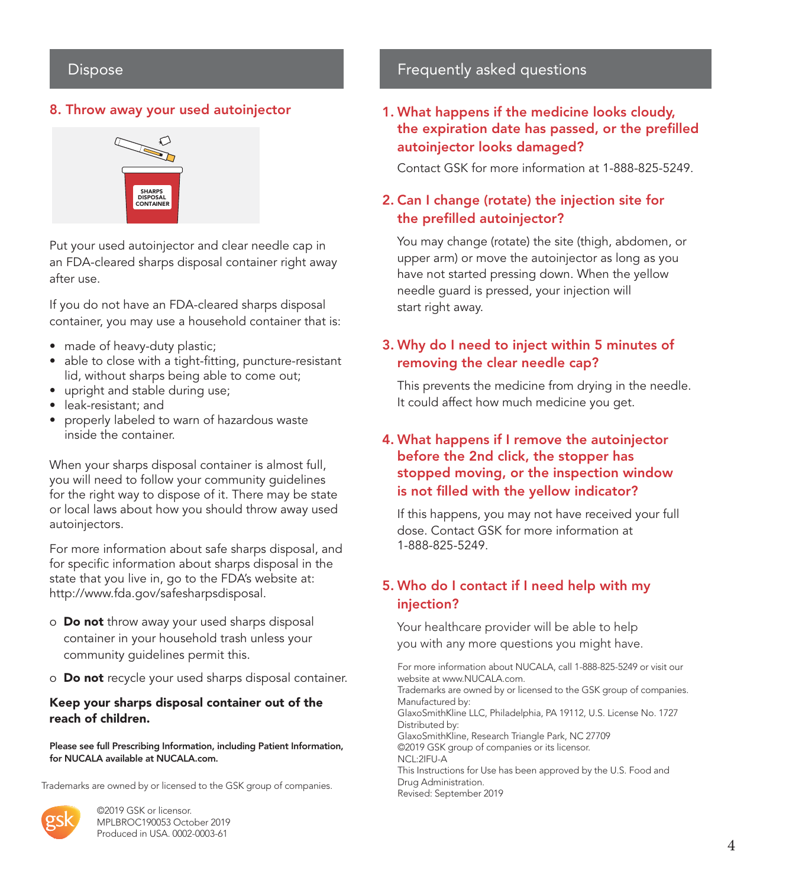## Dispose

### 8. Throw away your used autoinjector

SHARPS DISPOSAL CONTAINER

Put your used autoinjector and clear needle cap in an FDA-cleared sharps disposal container right away after use.

If you do not have an FDA-cleared sharps disposal container, you may use a household container that is:

- made of heavy-duty plastic;
- able to close with a tight-fitting, puncture-resistant lid, without sharps being able to come out;
- upright and stable during use;
- leak-resistant; and
- properly labeled to warn of hazardous waste inside the container.

When your sharps disposal container is almost full, you will need to follow your community guidelines for the right way to dispose of it. There may be state or local laws about how you should throw away used autoinjectors.

For more information about safe sharps disposal, and for specific information about sharps disposal in the state that you live in, go to the FDA's website at: http://www.fda.gov/safesharpsdisposal.

- **Do not** throw away your used sharps disposal container in your household trash unless your community guidelines permit this.
- **Do not** recycle your used sharps disposal container.

**Keep your sharps disposal container out of the reach of children.**

**Please see full Prescribing Information, including Patient Information, for NUCALA available at NUCALA.com.**

Trademarks are owned by or licensed to the GSK group of companies.

©2019 GSK or licensor.
MPLBROC190053 October 2019
Produced in USA. 0002-0003-61

## Frequently asked questions

### 1. What happens if the medicine looks cloudy, the expiration date has passed, or the prefilled autoinjector looks damaged?

Contact GSK for more information at 1-888-825-5249.

### 2. Can I change (rotate) the injection site for the prefilled autoinjector?

You may change (rotate) the site (thigh, abdomen, or upper arm) or move the autoinjector as long as you have not started pressing down. When the yellow needle guard is pressed, your injection will start right away.

### 3. Why do I need to inject within 5 minutes of removing the clear needle cap?

This prevents the medicine from drying in the needle. It could affect how much medicine you get.

### 4. What happens if I remove the autoinjector before the 2nd click, the stopper has stopped moving, or the inspection window is not filled with the yellow indicator?

If this happens, you may not have received your full dose. Contact GSK for more information at 1-888-825-5249.

### 5. Who do I contact if I need help with my injection?

Your healthcare provider will be able to help you with any more questions you might have.

For more information about NUCALA, call 1-888-825-5249 or visit our website at www.NUCALA.com.
Trademarks are owned by or licensed to the GSK group of companies.
Manufactured by:
GlaxoSmithKline LLC, Philadelphia, PA 19112, U.S. License No. 1727
Distributed by:
GlaxoSmithKline, Research Triangle Park, NC 27709
©2019 GSK group of companies or its licensor.
NCL:2IFU-A
This Instructions for Use has been approved by the U.S. Food and Drug Administration.
Revised: September 2019